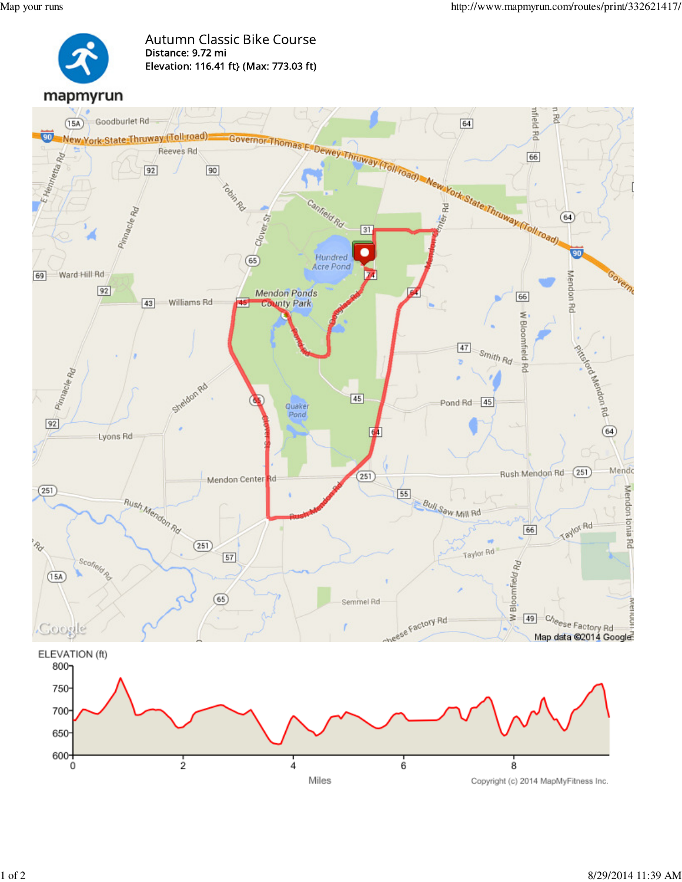mapmyrun

# Autumn Classic Bike Course

Distance: 9.72 mi
Elevation: 116.41 ft} (Max: 773.03 ft)

ELEVATION (ft)

Miles

Copyright (c) 2014 MapMyFitness Inc.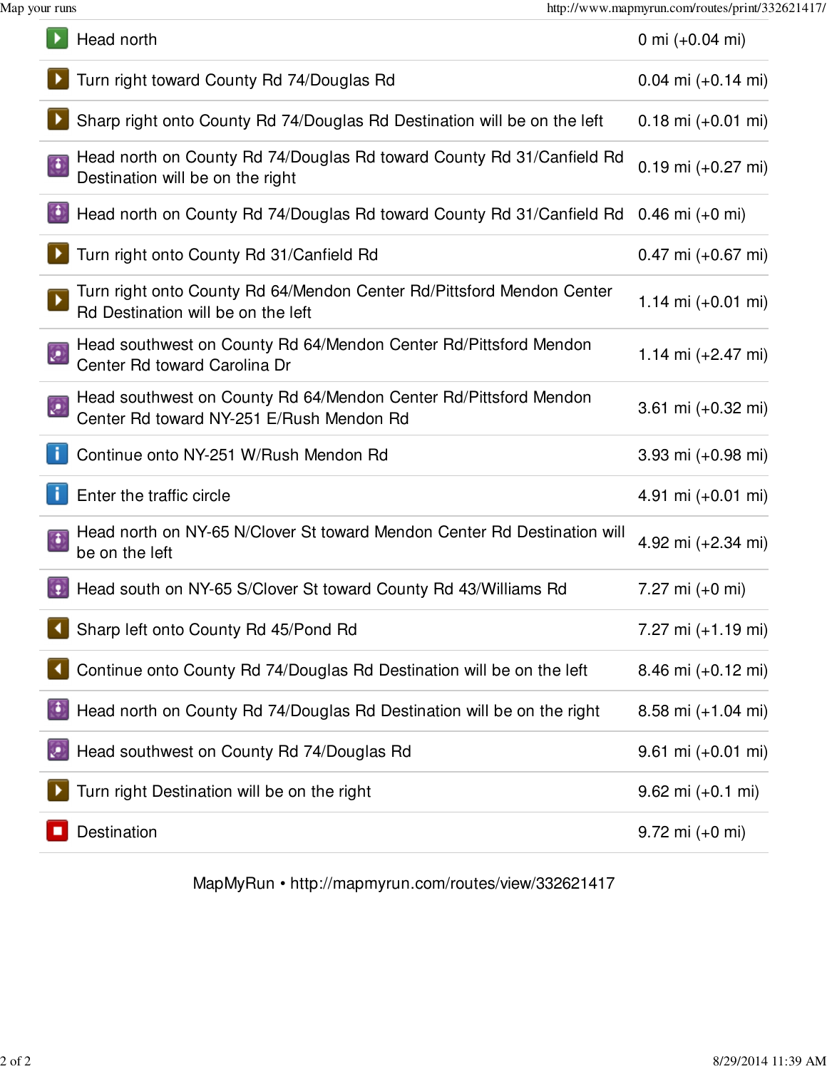| | |
|---|---|
| Head north | 0 mi (+0.04 mi) |
| Turn right toward County Rd 74/Douglas Rd | 0.04 mi (+0.14 mi) |
| Sharp right onto County Rd 74/Douglas Rd Destination will be on the left | 0.18 mi (+0.01 mi) |
| Head north on County Rd 74/Douglas Rd toward County Rd 31/Canfield Rd Destination will be on the right | 0.19 mi (+0.27 mi) |
| Head north on County Rd 74/Douglas Rd toward County Rd 31/Canfield Rd | 0.46 mi (+0 mi) |
| Turn right onto County Rd 31/Canfield Rd | 0.47 mi (+0.67 mi) |
| Turn right onto County Rd 64/Mendon Center Rd/Pittsford Mendon Center Rd Destination will be on the left | 1.14 mi (+0.01 mi) |
| Head southwest on County Rd 64/Mendon Center Rd/Pittsford Mendon Center Rd toward Carolina Dr | 1.14 mi (+2.47 mi) |
| Head southwest on County Rd 64/Mendon Center Rd/Pittsford Mendon Center Rd toward NY-251 E/Rush Mendon Rd | 3.61 mi (+0.32 mi) |
| Continue onto NY-251 W/Rush Mendon Rd | 3.93 mi (+0.98 mi) |
| Enter the traffic circle | 4.91 mi (+0.01 mi) |
| Head north on NY-65 N/Clover St toward Mendon Center Rd Destination will be on the left | 4.92 mi (+2.34 mi) |
| Head south on NY-65 S/Clover St toward County Rd 43/Williams Rd | 7.27 mi (+0 mi) |
| Sharp left onto County Rd 45/Pond Rd | 7.27 mi (+1.19 mi) |
| Continue onto County Rd 74/Douglas Rd Destination will be on the left | 8.46 mi (+0.12 mi) |
| Head north on County Rd 74/Douglas Rd Destination will be on the right | 8.58 mi (+1.04 mi) |
| Head southwest on County Rd 74/Douglas Rd | 9.61 mi (+0.01 mi) |
| Turn right Destination will be on the right | 9.62 mi (+0.1 mi) |
| Destination | 9.72 mi (+0 mi) |

MapMyRun • http://mapmyrun.com/routes/view/332621417